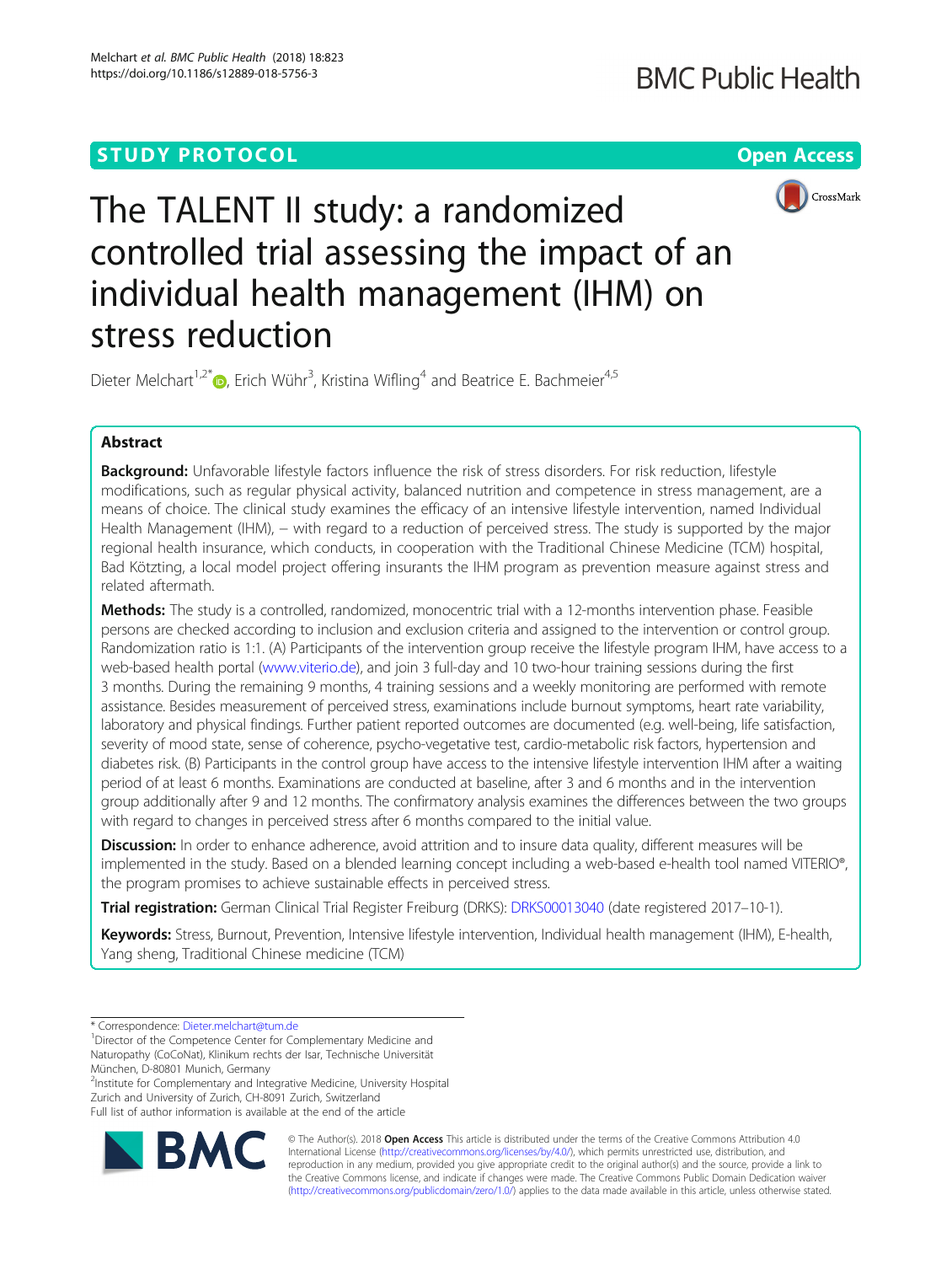STUDY PROTOCOL Open Access

# The TALENT II study: a randomized controlled trial assessing the impact of an individual health management (IHM) on stress reduction

Dieter Melchart[1,2*], Erich Wühr[3], Kristina Wifling[4] and Beatrice E. Bachmeier[4,5]

## Abstract

**Background:** Unfavorable lifestyle factors influence the risk of stress disorders. For risk reduction, lifestyle modifications, such as regular physical activity, balanced nutrition and competence in stress management, are a means of choice. The clinical study examines the efficacy of an intensive lifestyle intervention, named Individual Health Management (IHM), – with regard to a reduction of perceived stress. The study is supported by the major regional health insurance, which conducts, in cooperation with the Traditional Chinese Medicine (TCM) hospital, Bad Kötzting, a local model project offering insurants the IHM program as prevention measure against stress and related aftermath.

**Methods:** The study is a controlled, randomized, monocentric trial with a 12-months intervention phase. Feasible persons are checked according to inclusion and exclusion criteria and assigned to the intervention or control group. Randomization ratio is 1:1. (A) Participants of the intervention group receive the lifestyle program IHM, have access to a web-based health portal (www.viterio.de), and join 3 full-day and 10 two-hour training sessions during the first 3 months. During the remaining 9 months, 4 training sessions and a weekly monitoring are performed with remote assistance. Besides measurement of perceived stress, examinations include burnout symptoms, heart rate variability, laboratory and physical findings. Further patient reported outcomes are documented (e.g. well-being, life satisfaction, severity of mood state, sense of coherence, psycho-vegetative test, cardio-metabolic risk factors, hypertension and diabetes risk. (B) Participants in the control group have access to the intensive lifestyle intervention IHM after a waiting period of at least 6 months. Examinations are conducted at baseline, after 3 and 6 months and in the intervention group additionally after 9 and 12 months. The confirmatory analysis examines the differences between the two groups with regard to changes in perceived stress after 6 months compared to the initial value.

**Discussion:** In order to enhance adherence, avoid attrition and to insure data quality, different measures will be implemented in the study. Based on a blended learning concept including a web-based e-health tool named VITERIO®, the program promises to achieve sustainable effects in perceived stress.

**Trial registration:** German Clinical Trial Register Freiburg (DRKS): DRKS00013040 (date registered 2017–10-1).

**Keywords:** Stress, Burnout, Prevention, Intensive lifestyle intervention, Individual health management (IHM), E-health, Yang sheng, Traditional Chinese medicine (TCM)

\* Correspondence: Dieter.melchart@tum.de

[1]Director of the Competence Center for Complementary Medicine and Naturopathy (CoCoNat), Klinikum rechts der Isar, Technische Universität München, D-80801 Munich, Germany

[2]Institute for Complementary and Integrative Medicine, University Hospital Zurich and University of Zurich, CH-8091 Zurich, Switzerland

Full list of author information is available at the end of the article

© The Author(s). 2018 **Open Access** This article is distributed under the terms of the Creative Commons Attribution 4.0 International License (http://creativecommons.org/licenses/by/4.0/), which permits unrestricted use, distribution, and reproduction in any medium, provided you give appropriate credit to the original author(s) and the source, provide a link to the Creative Commons license, and indicate if changes were made. The Creative Commons Public Domain Dedication waiver (http://creativecommons.org/publicdomain/zero/1.0/) applies to the data made available in this article, unless otherwise stated.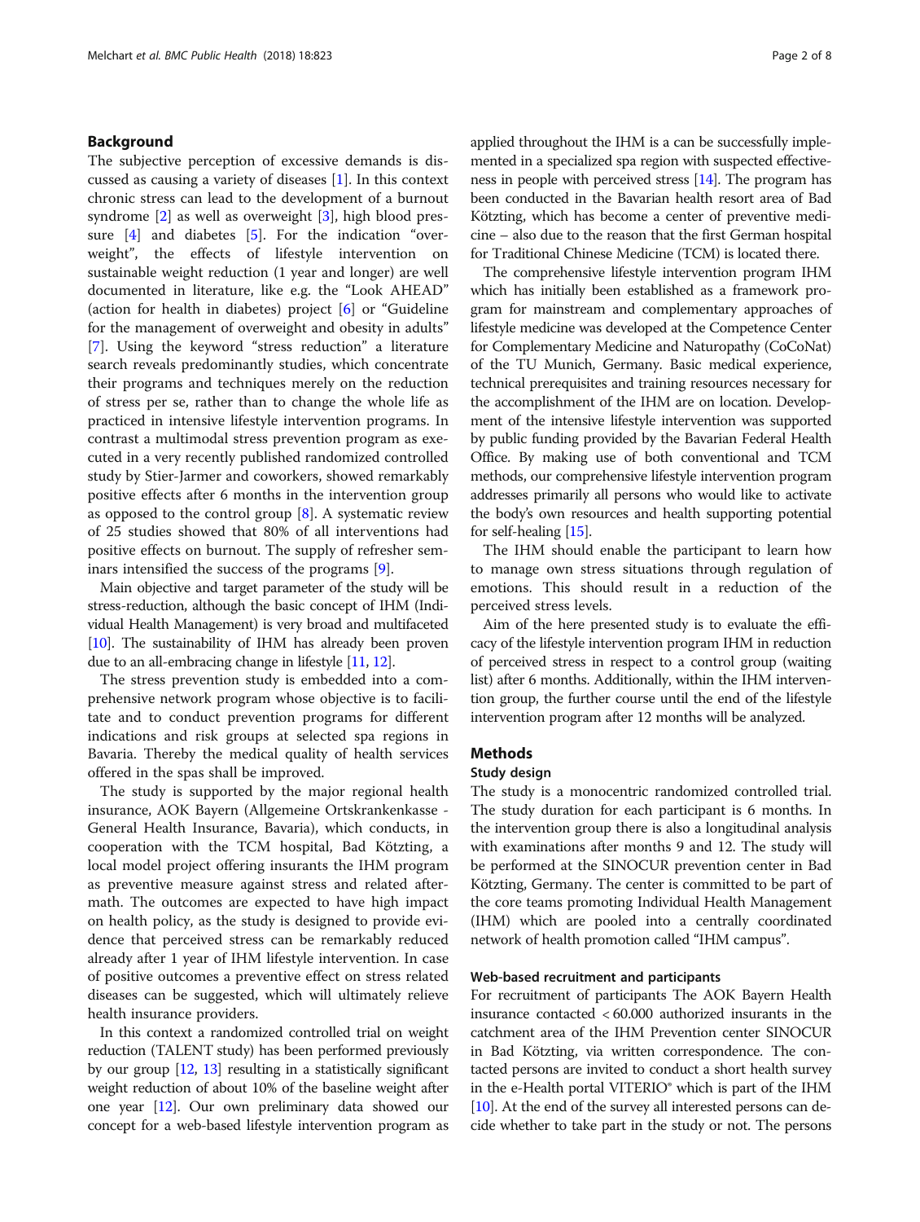## Background

The subjective perception of excessive demands is discussed as causing a variety of diseases [1]. In this context chronic stress can lead to the development of a burnout syndrome [2] as well as overweight [3], high blood pressure [4] and diabetes [5]. For the indication "overweight", the effects of lifestyle intervention on sustainable weight reduction (1 year and longer) are well documented in literature, like e.g. the "Look AHEAD" (action for health in diabetes) project [6] or "Guideline for the management of overweight and obesity in adults" [7]. Using the keyword "stress reduction" a literature search reveals predominantly studies, which concentrate their programs and techniques merely on the reduction of stress per se, rather than to change the whole life as practiced in intensive lifestyle intervention programs. In contrast a multimodal stress prevention program as executed in a very recently published randomized controlled study by Stier-Jarmer and coworkers, showed remarkably positive effects after 6 months in the intervention group as opposed to the control group [8]. A systematic review of 25 studies showed that 80% of all interventions had positive effects on burnout. The supply of refresher seminars intensified the success of the programs [9].

Main objective and target parameter of the study will be stress-reduction, although the basic concept of IHM (Individual Health Management) is very broad and multifaceted [10]. The sustainability of IHM has already been proven due to an all-embracing change in lifestyle [11, 12].

The stress prevention study is embedded into a comprehensive network program whose objective is to facilitate and to conduct prevention programs for different indications and risk groups at selected spa regions in Bavaria. Thereby the medical quality of health services offered in the spas shall be improved.

The study is supported by the major regional health insurance, AOK Bayern (Allgemeine Ortskrankenkasse - General Health Insurance, Bavaria), which conducts, in cooperation with the TCM hospital, Bad Kötzting, a local model project offering insurants the IHM program as preventive measure against stress and related aftermath. The outcomes are expected to have high impact on health policy, as the study is designed to provide evidence that perceived stress can be remarkably reduced already after 1 year of IHM lifestyle intervention. In case of positive outcomes a preventive effect on stress related diseases can be suggested, which will ultimately relieve health insurance providers.

In this context a randomized controlled trial on weight reduction (TALENT study) has been performed previously by our group [12, 13] resulting in a statistically significant weight reduction of about 10% of the baseline weight after one year [12]. Our own preliminary data showed our concept for a web-based lifestyle intervention program as applied throughout the IHM is a can be successfully implemented in a specialized spa region with suspected effectiveness in people with perceived stress [14]. The program has been conducted in the Bavarian health resort area of Bad Kötzting, which has become a center of preventive medicine – also due to the reason that the first German hospital for Traditional Chinese Medicine (TCM) is located there.

The comprehensive lifestyle intervention program IHM which has initially been established as a framework program for mainstream and complementary approaches of lifestyle medicine was developed at the Competence Center for Complementary Medicine and Naturopathy (CoCoNat) of the TU Munich, Germany. Basic medical experience, technical prerequisites and training resources necessary for the accomplishment of the IHM are on location. Development of the intensive lifestyle intervention was supported by public funding provided by the Bavarian Federal Health Office. By making use of both conventional and TCM methods, our comprehensive lifestyle intervention program addresses primarily all persons who would like to activate the body's own resources and health supporting potential for self-healing [15].

The IHM should enable the participant to learn how to manage own stress situations through regulation of emotions. This should result in a reduction of the perceived stress levels.

Aim of the here presented study is to evaluate the efficacy of the lifestyle intervention program IHM in reduction of perceived stress in respect to a control group (waiting list) after 6 months. Additionally, within the IHM intervention group, the further course until the end of the lifestyle intervention program after 12 months will be analyzed.

## Methods

### Study design

The study is a monocentric randomized controlled trial. The study duration for each participant is 6 months. In the intervention group there is also a longitudinal analysis with examinations after months 9 and 12. The study will be performed at the SINOCUR prevention center in Bad Kötzting, Germany. The center is committed to be part of the core teams promoting Individual Health Management (IHM) which are pooled into a centrally coordinated network of health promotion called "IHM campus".

### Web-based recruitment and participants

For recruitment of participants The AOK Bayern Health insurance contacted < 60.000 authorized insurants in the catchment area of the IHM Prevention center SINOCUR in Bad Kötzting, via written correspondence. The contacted persons are invited to conduct a short health survey in the e-Health portal VITERIO® which is part of the IHM [10]. At the end of the survey all interested persons can decide whether to take part in the study or not. The persons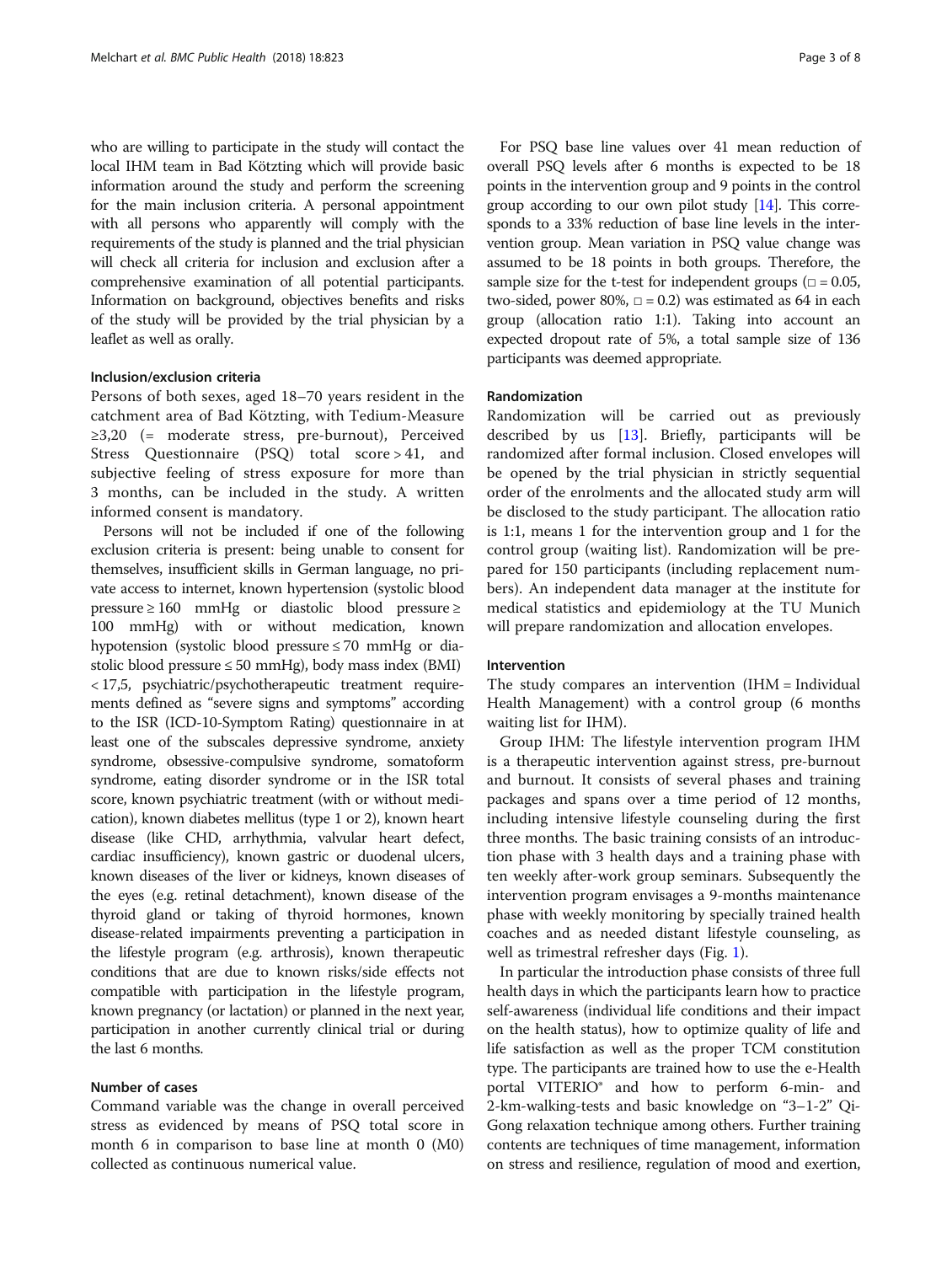who are willing to participate in the study will contact the local IHM team in Bad Kötzting which will provide basic information around the study and perform the screening for the main inclusion criteria. A personal appointment with all persons who apparently will comply with the requirements of the study is planned and the trial physician will check all criteria for inclusion and exclusion after a comprehensive examination of all potential participants. Information on background, objectives benefits and risks of the study will be provided by the trial physician by a leaflet as well as orally.

### Inclusion/exclusion criteria

Persons of both sexes, aged 18–70 years resident in the catchment area of Bad Kötzting, with Tedium-Measure ≥3,20 (= moderate stress, pre-burnout), Perceived Stress Questionnaire (PSQ) total score > 41, and subjective feeling of stress exposure for more than 3 months, can be included in the study. A written informed consent is mandatory.

Persons will not be included if one of the following exclusion criteria is present: being unable to consent for themselves, insufficient skills in German language, no private access to internet, known hypertension (systolic blood pressure ≥ 160 mmHg or diastolic blood pressure ≥ 100 mmHg) with or without medication, known hypotension (systolic blood pressure ≤ 70 mmHg or diastolic blood pressure ≤ 50 mmHg), body mass index (BMI) < 17,5, psychiatric/psychotherapeutic treatment requirements defined as "severe signs and symptoms" according to the ISR (ICD-10-Symptom Rating) questionnaire in at least one of the subscales depressive syndrome, anxiety syndrome, obsessive-compulsive syndrome, somatoform syndrome, eating disorder syndrome or in the ISR total score, known psychiatric treatment (with or without medication), known diabetes mellitus (type 1 or 2), known heart disease (like CHD, arrhythmia, valvular heart defect, cardiac insufficiency), known gastric or duodenal ulcers, known diseases of the liver or kidneys, known diseases of the eyes (e.g. retinal detachment), known disease of the thyroid gland or taking of thyroid hormones, known disease-related impairments preventing a participation in the lifestyle program (e.g. arthrosis), known therapeutic conditions that are due to known risks/side effects not compatible with participation in the lifestyle program, known pregnancy (or lactation) or planned in the next year, participation in another currently clinical trial or during the last 6 months.

### Number of cases

Command variable was the change in overall perceived stress as evidenced by means of PSQ total score in month 6 in comparison to base line at month 0 (M0) collected as continuous numerical value.

For PSQ base line values over 41 mean reduction of overall PSQ levels after 6 months is expected to be 18 points in the intervention group and 9 points in the control group according to our own pilot study [14]. This corresponds to a 33% reduction of base line levels in the intervention group. Mean variation in PSQ value change was assumed to be 18 points in both groups. Therefore, the sample size for the t-test for independent groups ($\alpha = 0.05$, two-sided, power 80%, $\beta = 0.2$) was estimated as 64 in each group (allocation ratio 1:1). Taking into account an expected dropout rate of 5%, a total sample size of 136 participants was deemed appropriate.

### Randomization

Randomization will be carried out as previously described by us [13]. Briefly, participants will be randomized after formal inclusion. Closed envelopes will be opened by the trial physician in strictly sequential order of the enrolments and the allocated study arm will be disclosed to the study participant. The allocation ratio is 1:1, means 1 for the intervention group and 1 for the control group (waiting list). Randomization will be prepared for 150 participants (including replacement numbers). An independent data manager at the institute for medical statistics and epidemiology at the TU Munich will prepare randomization and allocation envelopes.

### Intervention

The study compares an intervention (IHM = Individual Health Management) with a control group (6 months waiting list for IHM).

Group IHM: The lifestyle intervention program IHM is a therapeutic intervention against stress, pre-burnout and burnout. It consists of several phases and training packages and spans over a time period of 12 months, including intensive lifestyle counseling during the first three months. The basic training consists of an introduction phase with 3 health days and a training phase with ten weekly after-work group seminars. Subsequently the intervention program envisages a 9-months maintenance phase with weekly monitoring by specially trained health coaches and as needed distant lifestyle counseling, as well as trimestral refresher days (Fig. 1).

In particular the introduction phase consists of three full health days in which the participants learn how to practice self-awareness (individual life conditions and their impact on the health status), how to optimize quality of life and life satisfaction as well as the proper TCM constitution type. The participants are trained how to use the e-Health portal VITERIO® and how to perform 6-min- and 2-km-walking-tests and basic knowledge on "3–1-2" Qi-Gong relaxation technique among others. Further training contents are techniques of time management, information on stress and resilience, regulation of mood and exertion,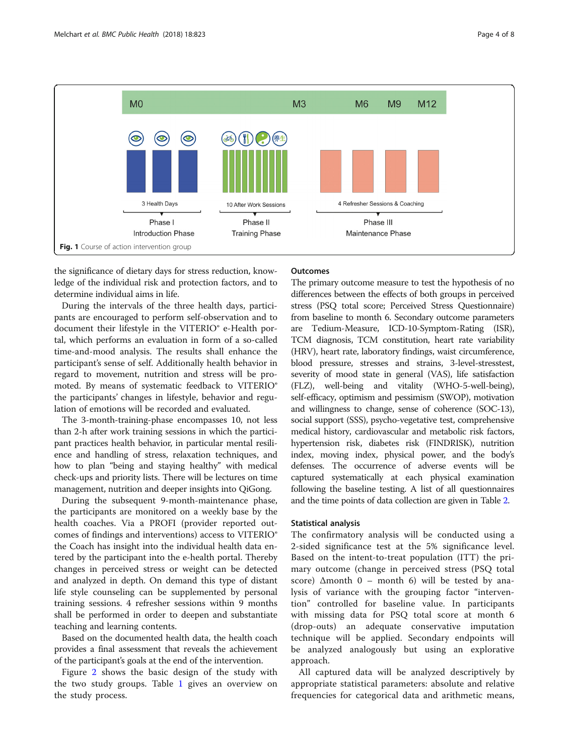Fig. 1 Course of action intervention group

the significance of dietary days for stress reduction, knowledge of the individual risk and protection factors, and to determine individual aims in life.

During the intervals of the three health days, participants are encouraged to perform self-observation and to document their lifestyle in the VITERIO® e-Health portal, which performs an evaluation in form of a so-called time-and-mood analysis. The results shall enhance the participant's sense of self. Additionally health behavior in regard to movement, nutrition and stress will be promoted. By means of systematic feedback to VITERIO® the participants' changes in lifestyle, behavior and regulation of emotions will be recorded and evaluated.

The 3-month-training-phase encompasses 10, not less than 2-h after work training sessions in which the participant practices health behavior, in particular mental resilience and handling of stress, relaxation techniques, and how to plan "being and staying healthy" with medical check-ups and priority lists. There will be lectures on time management, nutrition and deeper insights into QiGong.

During the subsequent 9-month-maintenance phase, the participants are monitored on a weekly base by the health coaches. Via a PROFI (provider reported outcomes of findings and interventions) access to VITERIO® the Coach has insight into the individual health data entered by the participant into the e-health portal. Thereby changes in perceived stress or weight can be detected and analyzed in depth. On demand this type of distant life style counseling can be supplemented by personal training sessions. 4 refresher sessions within 9 months shall be performed in order to deepen and substantiate teaching and learning contents.

Based on the documented health data, the health coach provides a final assessment that reveals the achievement of the participant's goals at the end of the intervention.

Figure 2 shows the basic design of the study with the two study groups. Table 1 gives an overview on the study process.

## Outcomes

The primary outcome measure to test the hypothesis of no differences between the effects of both groups in perceived stress (PSQ total score; Perceived Stress Questionnaire) from baseline to month 6. Secondary outcome parameters are Tedium-Measure, ICD-10-Symptom-Rating (ISR), TCM diagnosis, TCM constitution, heart rate variability (HRV), heart rate, laboratory findings, waist circumference, blood pressure, stresses and strains, 3-level-stresstest, severity of mood state in general (VAS), life satisfaction (FLZ), well-being and vitality (WHO-5-well-being), self-efficacy, optimism and pessimism (SWOP), motivation and willingness to change, sense of coherence (SOC-13), social support (SSS), psycho-vegetative test, comprehensive medical history, cardiovascular and metabolic risk factors, hypertension risk, diabetes risk (FINDRISK), nutrition index, moving index, physical power, and the body's defenses. The occurrence of adverse events will be captured systematically at each physical examination following the baseline testing. A list of all questionnaires and the time points of data collection are given in Table 2.

## Statistical analysis

The confirmatory analysis will be conducted using a 2-sided significance test at the 5% significance level. Based on the intent-to-treat population (ITT) the primary outcome (change in perceived stress (PSQ total score) Δmonth 0 – month 6) will be tested by analysis of variance with the grouping factor "intervention" controlled for baseline value. In participants with missing data for PSQ total score at month 6 (drop-outs) an adequate conservative imputation technique will be applied. Secondary endpoints will be analyzed analogously but using an explorative approach.

All captured data will be analyzed descriptively by appropriate statistical parameters: absolute and relative frequencies for categorical data and arithmetic means,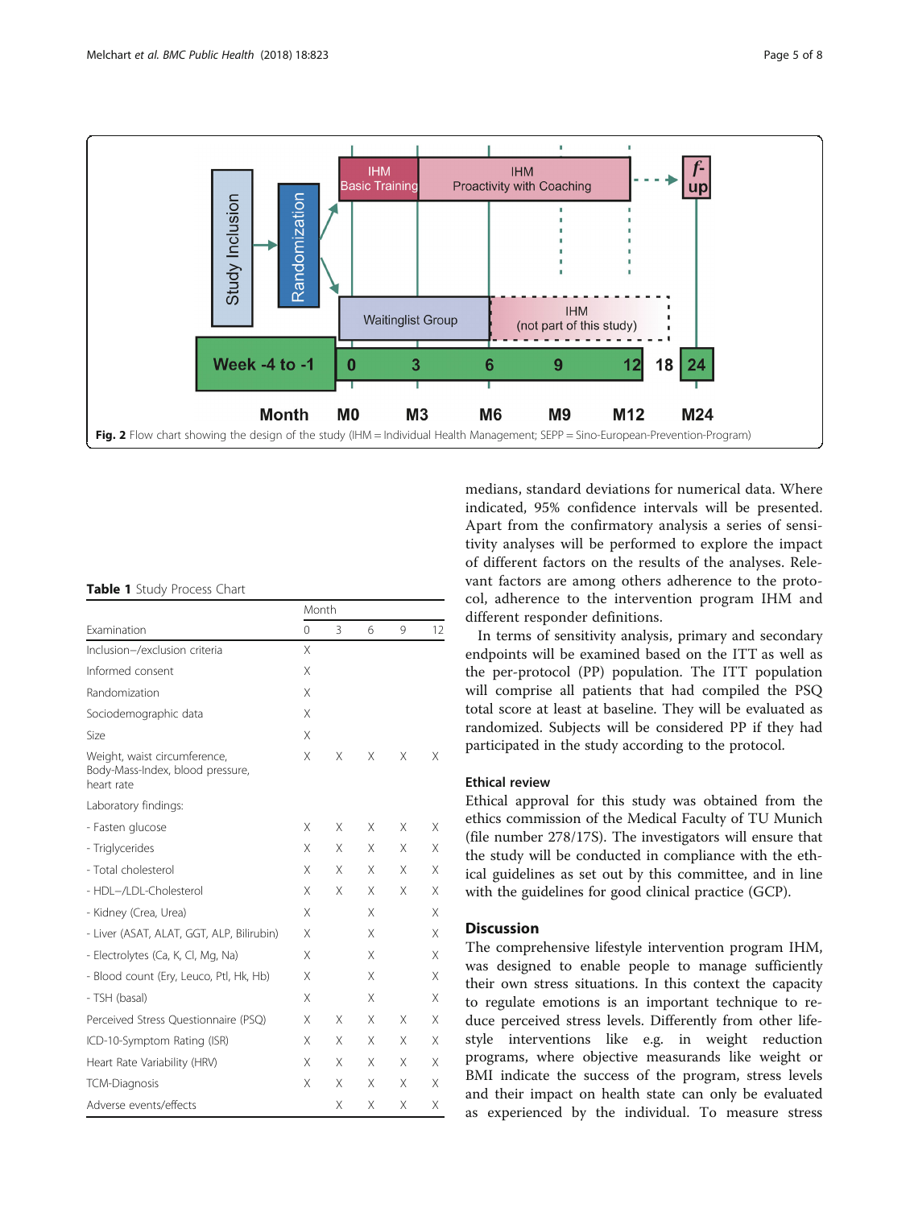Fig. 2 Flow chart showing the design of the study (IHM = Individual Health Management; SEPP = Sino-European-Prevention-Program)

**Table 1** Study Process Chart

| Examination | Month 0 | 3 | 6 | 9 | 12 |
|---|---|---|---|---|---|
| Inclusion-/exclusion criteria | X | | | | |
| Informed consent | X | | | | |
| Randomization | X | | | | |
| Sociodemographic data | X | | | | |
| Size | X | | | | |
| Weight, waist circumference, Body-Mass-Index, blood pressure, heart rate | X | X | X | X | X |
| Laboratory findings: | | | | | |
| - Fasten glucose | X | X | X | X | X |
| - Triglycerides | X | X | X | X | X |
| - Total cholesterol | X | X | X | X | X |
| - HDL-/LDL-Cholesterol | X | X | X | X | X |
| - Kidney (Crea, Urea) | X | | X | | X |
| - Liver (ASAT, ALAT, GGT, ALP, Bilirubin) | X | | X | | X |
| - Electrolytes (Ca, K, Cl, Mg, Na) | X | | X | | X |
| - Blood count (Ery, Leuco, Ptl, Hk, Hb) | X | | X | | X |
| - TSH (basal) | X | | X | | X |
| Perceived Stress Questionnaire (PSQ) | X | X | X | X | X |
| ICD-10-Symptom Rating (ISR) | X | X | X | X | X |
| Heart Rate Variability (HRV) | X | X | X | X | X |
| TCM-Diagnosis | X | X | X | X | X |
| Adverse events/effects | | X | X | X | X |

medians, standard deviations for numerical data. Where indicated, 95% confidence intervals will be presented. Apart from the confirmatory analysis a series of sensitivity analyses will be performed to explore the impact of different factors on the results of the analyses. Relevant factors are among others adherence to the protocol, adherence to the intervention program IHM and different responder definitions.

In terms of sensitivity analysis, primary and secondary endpoints will be examined based on the ITT as well as the per-protocol (PP) population. The ITT population will comprise all patients that had compiled the PSQ total score at least at baseline. They will be evaluated as randomized. Subjects will be considered PP if they had participated in the study according to the protocol.

### Ethical review

Ethical approval for this study was obtained from the ethics commission of the Medical Faculty of TU Munich (file number 278/17S). The investigators will ensure that the study will be conducted in compliance with the ethical guidelines as set out by this committee, and in line with the guidelines for good clinical practice (GCP).

## Discussion

The comprehensive lifestyle intervention program IHM, was designed to enable people to manage sufficiently their own stress situations. In this context the capacity to regulate emotions is an important technique to reduce perceived stress levels. Differently from other lifestyle interventions like e.g. in weight reduction programs, where objective measurands like weight or BMI indicate the success of the program, stress levels and their impact on health state can only be evaluated as experienced by the individual. To measure stress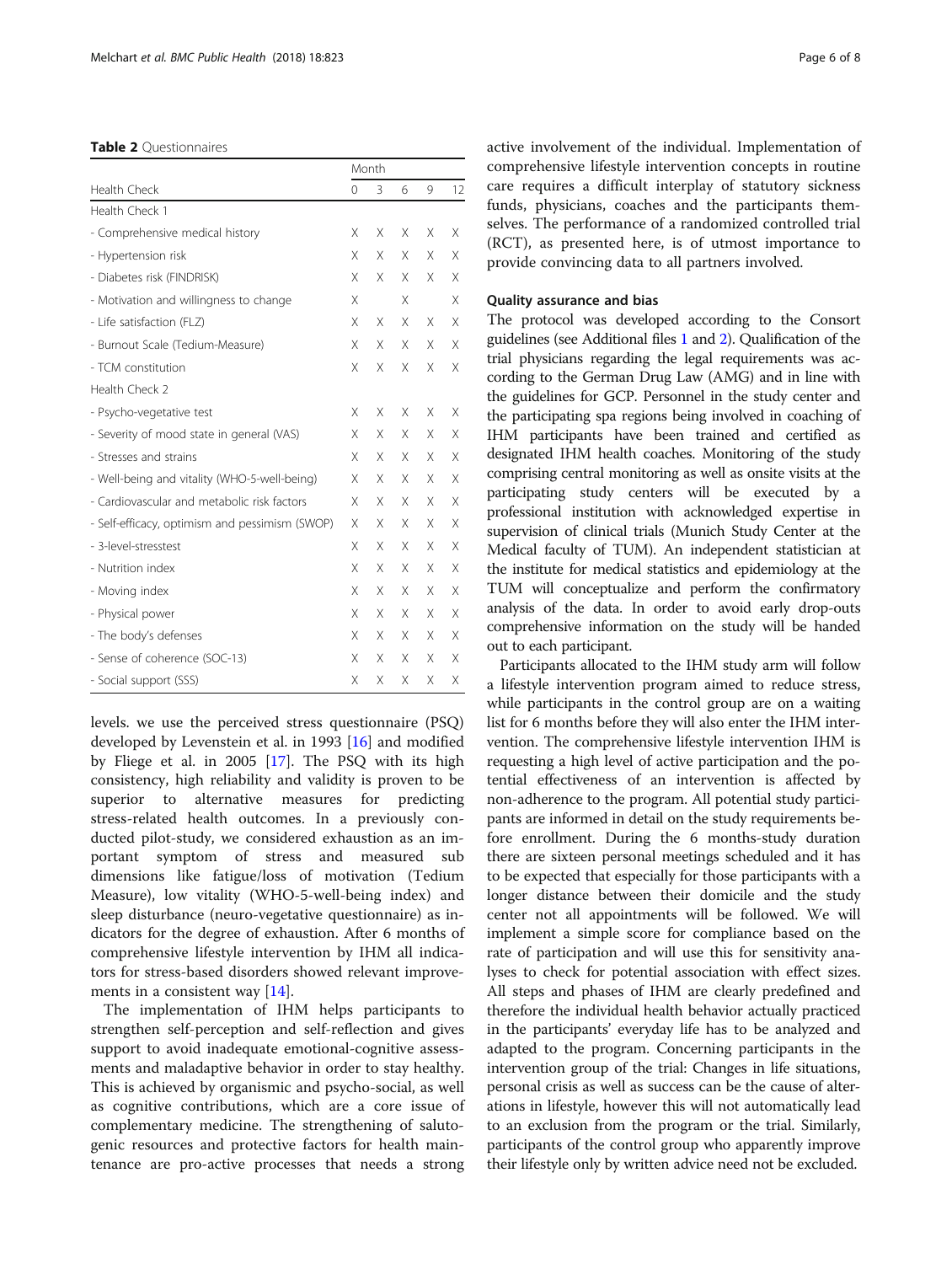**Table 2** Questionnaires

| | Month | | | | |
|---|---|---|---|---|---|
| Health Check | 0 | 3 | 6 | 9 | 12 |
| Health Check 1 | | | | | |
| - Comprehensive medical history | X | X | X | X | X |
| - Hypertension risk | X | X | X | X | X |
| - Diabetes risk (FINDRISK) | X | X | X | X | X |
| - Motivation and willingness to change | X | | X | | X |
| - Life satisfaction (FLZ) | X | X | X | X | X |
| - Burnout Scale (Tedium-Measure) | X | X | X | X | X |
| - TCM constitution | X | X | X | X | X |
| Health Check 2 | | | | | |
| - Psycho-vegetative test | X | X | X | X | X |
| - Severity of mood state in general (VAS) | X | X | X | X | X |
| - Stresses and strains | X | X | X | X | X |
| - Well-being and vitality (WHO-5-well-being) | X | X | X | X | X |
| - Cardiovascular and metabolic risk factors | X | X | X | X | X |
| - Self-efficacy, optimism and pessimism (SWOP) | X | X | X | X | X |
| - 3-level-stresstest | X | X | X | X | X |
| - Nutrition index | X | X | X | X | X |
| - Moving index | X | X | X | X | X |
| - Physical power | X | X | X | X | X |
| - The body's defenses | X | X | X | X | X |
| - Sense of coherence (SOC-13) | X | X | X | X | X |
| - Social support (SSS) | X | X | X | X | X |

levels. we use the perceived stress questionnaire (PSQ) developed by Levenstein et al. in 1993 [16] and modified by Fliege et al. in 2005 [17]. The PSQ with its high consistency, high reliability and validity is proven to be superior to alternative measures for predicting stress-related health outcomes. In a previously conducted pilot-study, we considered exhaustion as an important symptom of stress and measured sub dimensions like fatigue/loss of motivation (Tedium Measure), low vitality (WHO-5-well-being index) and sleep disturbance (neuro-vegetative questionnaire) as indicators for the degree of exhaustion. After 6 months of comprehensive lifestyle intervention by IHM all indicators for stress-based disorders showed relevant improvements in a consistent way [14].

The implementation of IHM helps participants to strengthen self-perception and self-reflection and gives support to avoid inadequate emotional-cognitive assessments and maladaptive behavior in order to stay healthy. This is achieved by organismic and psycho-social, as well as cognitive contributions, which are a core issue of complementary medicine. The strengthening of salutogenic resources and protective factors for health maintenance are pro-active processes that needs a strong active involvement of the individual. Implementation of comprehensive lifestyle intervention concepts in routine care requires a difficult interplay of statutory sickness funds, physicians, coaches and the participants themselves. The performance of a randomized controlled trial (RCT), as presented here, is of utmost importance to provide convincing data to all partners involved.

## Quality assurance and bias

The protocol was developed according to the Consort guidelines (see Additional files 1 and 2). Qualification of the trial physicians regarding the legal requirements was according to the German Drug Law (AMG) and in line with the guidelines for GCP. Personnel in the study center and the participating spa regions being involved in coaching of IHM participants have been trained and certified as designated IHM health coaches. Monitoring of the study comprising central monitoring as well as onsite visits at the participating study centers will be executed by a professional institution with acknowledged expertise in supervision of clinical trials (Munich Study Center at the Medical faculty of TUM). An independent statistician at the institute for medical statistics and epidemiology at the TUM will conceptualize and perform the confirmatory analysis of the data. In order to avoid early drop-outs comprehensive information on the study will be handed out to each participant.

Participants allocated to the IHM study arm will follow a lifestyle intervention program aimed to reduce stress, while participants in the control group are on a waiting list for 6 months before they will also enter the IHM intervention. The comprehensive lifestyle intervention IHM is requesting a high level of active participation and the potential effectiveness of an intervention is affected by non-adherence to the program. All potential study participants are informed in detail on the study requirements before enrollment. During the 6 months-study duration there are sixteen personal meetings scheduled and it has to be expected that especially for those participants with a longer distance between their domicile and the study center not all appointments will be followed. We will implement a simple score for compliance based on the rate of participation and will use this for sensitivity analyses to check for potential association with effect sizes. All steps and phases of IHM are clearly predefined and therefore the individual health behavior actually practiced in the participants' everyday life has to be analyzed and adapted to the program. Concerning participants in the intervention group of the trial: Changes in life situations, personal crisis as well as success can be the cause of alterations in lifestyle, however this will not automatically lead to an exclusion from the program or the trial. Similarly, participants of the control group who apparently improve their lifestyle only by written advice need not be excluded.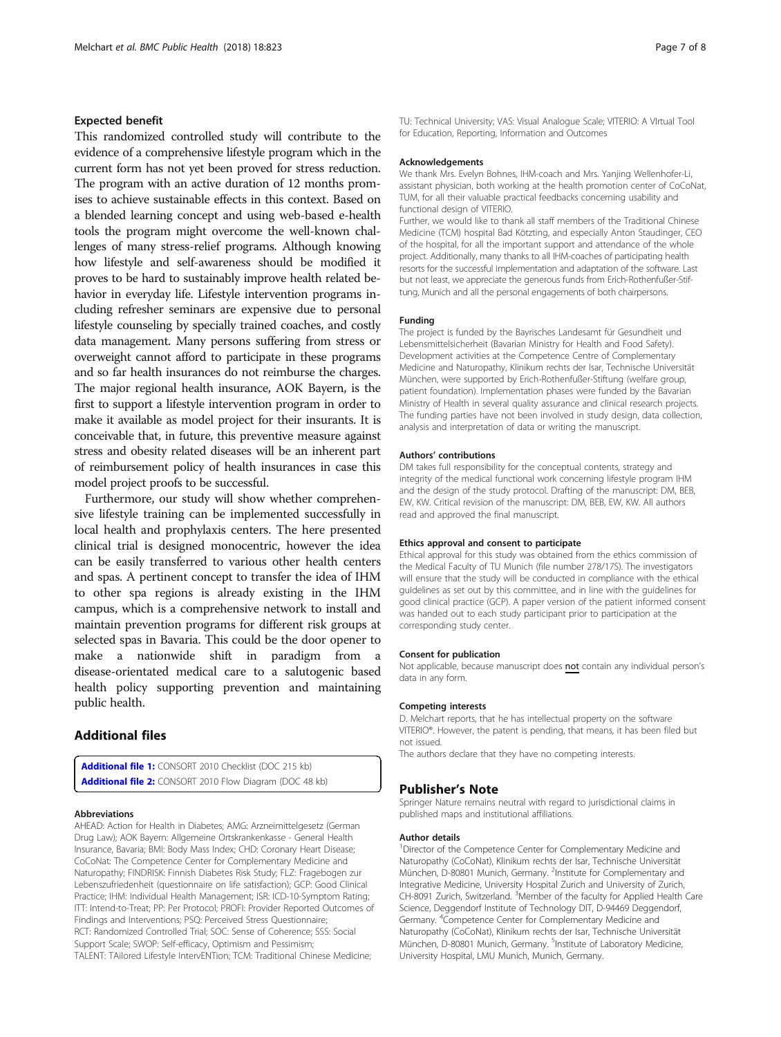### Expected benefit

This randomized controlled study will contribute to the evidence of a comprehensive lifestyle program which in the current form has not yet been proved for stress reduction. The program with an active duration of 12 months promises to achieve sustainable effects in this context. Based on a blended learning concept and using web-based e-health tools the program might overcome the well-known challenges of many stress-relief programs. Although knowing how lifestyle and self-awareness should be modified it proves to be hard to sustainably improve health related behavior in everyday life. Lifestyle intervention programs including refresher seminars are expensive due to personal lifestyle counseling by specially trained coaches, and costly data management. Many persons suffering from stress or overweight cannot afford to participate in these programs and so far health insurances do not reimburse the charges. The major regional health insurance, AOK Bayern, is the first to support a lifestyle intervention program in order to make it available as model project for their insurants. It is conceivable that, in future, this preventive measure against stress and obesity related diseases will be an inherent part of reimbursement policy of health insurances in case this model project proofs to be successful.

Furthermore, our study will show whether comprehensive lifestyle training can be implemented successfully in local health and prophylaxis centers. The here presented clinical trial is designed monocentric, however the idea can be easily transferred to various other health centers and spas. A pertinent concept to transfer the idea of IHM to other spa regions is already existing in the IHM campus, which is a comprehensive network to install and maintain prevention programs for different risk groups at selected spas in Bavaria. This could be the door opener to make a nationwide shift in paradigm from a disease-orientated medical care to a salutogenic based health policy supporting prevention and maintaining public health.

## Additional files

**Additional file 1:** CONSORT 2010 Checklist (DOC 215 kb)
**Additional file 2:** CONSORT 2010 Flow Diagram (DOC 48 kb)

#### Abbreviations

AHEAD: Action for Health in Diabetes; AMG: Arzneimittelgesetz (German Drug Law); AOK Bayern: Allgemeine Ortskrankenkasse - General Health Insurance, Bavaria; BMI: Body Mass Index; CHD: Coronary Heart Disease; CoCoNat: The Competence Center for Complementary Medicine and Naturopathy; FINDRISK: Finnish Diabetes Risk Study; FLZ: Fragebogen zur Lebenszufriedenheit (questionnaire on life satisfaction); GCP: Good Clinical Practice; IHM: Individual Health Management; ISR: ICD-10-Symptom Rating; ITT: Intend-to-Treat; PP: Per Protocol; PROFI: Provider Reported Outcomes of Findings and Interventions; PSQ: Perceived Stress Questionnaire; RCT: Randomized Controlled Trial; SOC: Sense of Coherence; SSS: Social Support Scale; SWOP: Self-efficacy, Optimism and Pessimism; TALENT: TAilored Lifestyle IntervENTion; TCM: Traditional Chinese Medicine; TU: Technical University; VAS: Visual Analogue Scale; VITERIO: A VIrtual Tool for Education, Reporting, Information and Outcomes

#### Acknowledgements

We thank Mrs. Evelyn Bohnes, IHM-coach and Mrs. Yanjing Wellenhofer-Li, assistant physician, both working at the health promotion center of CoCoNat, TUM, for all their valuable practical feedbacks concerning usability and functional design of VITERIO.
Further, we would like to thank all staff members of the Traditional Chinese Medicine (TCM) hospital Bad Kötzting, and especially Anton Staudinger, CEO of the hospital, for all the important support and attendance of the whole project. Additionally, many thanks to all IHM-coaches of participating health resorts for the successful implementation and adaptation of the software. Last but not least, we appreciate the generous funds from Erich-Rothenfußer-Stiftung, Munich and all the personal engagements of both chairpersons.

#### Funding

The project is funded by the Bayrisches Landesamt für Gesundheit und Lebensmittelsicherheit (Bavarian Ministry for Health and Food Safety). Development activities at the Competence Centre of Complementary Medicine and Naturopathy, Klinikum rechts der Isar, Technische Universität München, were supported by Erich-Rothenfußer-Stiftung (welfare group, patient foundation). Implementation phases were funded by the Bavarian Ministry of Health in several quality assurance and clinical research projects. The funding parties have not been involved in study design, data collection, analysis and interpretation of data or writing the manuscript.

#### Authors' contributions

DM takes full responsibility for the conceptual contents, strategy and integrity of the medical functional work concerning lifestyle program IHM and the design of the study protocol. Drafting of the manuscript: DM, BEB, EW, KW. Critical revision of the manuscript: DM, BEB, EW, KW. All authors read and approved the final manuscript.

#### Ethics approval and consent to participate

Ethical approval for this study was obtained from the ethics commission of the Medical Faculty of TU Munich (file number 278/17S). The investigators will ensure that the study will be conducted in compliance with the ethical guidelines as set out by this committee, and in line with the guidelines for good clinical practice (GCP). A paper version of the patient informed consent was handed out to each study participant prior to participation at the corresponding study center.

#### Consent for publication

Not applicable, because manuscript does not contain any individual person's data in any form.

#### Competing interests

D. Melchart reports, that he has intellectual property on the software VITERIO®. However, the patent is pending, that means, it has been filed but not issued.
The authors declare that they have no competing interests.

## Publisher's Note

Springer Nature remains neutral with regard to jurisdictional claims in published maps and institutional affiliations.

#### Author details

[1]Director of the Competence Center for Complementary Medicine and Naturopathy (CoCoNat), Klinikum rechts der Isar, Technische Universität München, D-80801 Munich, Germany. [2]Institute for Complementary and Integrative Medicine, University Hospital Zurich and University of Zurich, CH-8091 Zurich, Switzerland. [3]Member of the faculty for Applied Health Care Science, Deggendorf Institute of Technology DIT, D-94469 Deggendorf, Germany. [4]Competence Center for Complementary Medicine and Naturopathy (CoCoNat), Klinikum rechts der Isar, Technische Universität München, D-80801 Munich, Germany. [5]Institute of Laboratory Medicine, University Hospital, LMU Munich, Munich, Germany.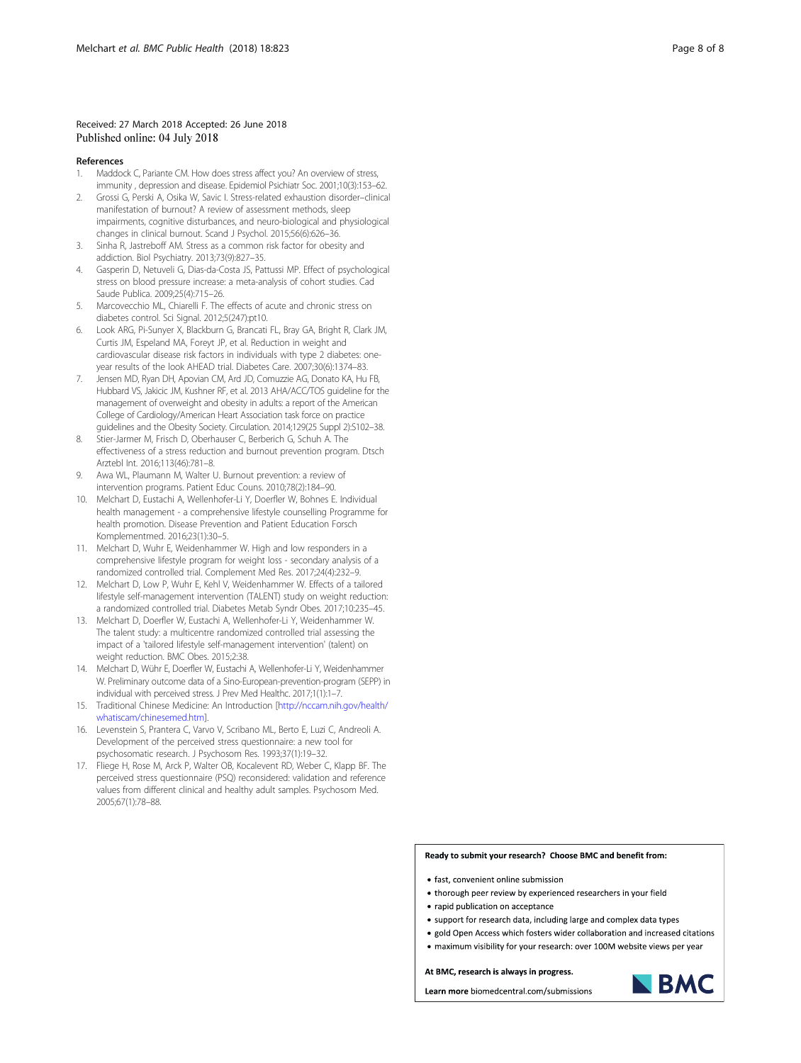Received: 27 March 2018 Accepted: 26 June 2018
Published online: 04 July 2018

## References

1. Maddock C, Pariante CM. How does stress affect you? An overview of stress, immunity , depression and disease. Epidemiol Psichiatr Soc. 2001;10(3):153–62.
2. Grossi G, Perski A, Osika W, Savic I. Stress-related exhaustion disorder–clinical manifestation of burnout? A review of assessment methods, sleep impairments, cognitive disturbances, and neuro-biological and physiological changes in clinical burnout. Scand J Psychol. 2015;56(6):626–36.
3. Sinha R, Jastreboff AM. Stress as a common risk factor for obesity and addiction. Biol Psychiatry. 2013;73(9):827–35.
4. Gasperin D, Netuveli G, Dias-da-Costa JS, Pattussi MP. Effect of psychological stress on blood pressure increase: a meta-analysis of cohort studies. Cad Saude Publica. 2009;25(4):715–26.
5. Marcovecchio ML, Chiarelli F. The effects of acute and chronic stress on diabetes control. Sci Signal. 2012;5(247):pt10.
6. Look ARG, Pi-Sunyer X, Blackburn G, Brancati FL, Bray GA, Bright R, Clark JM, Curtis JM, Espeland MA, Foreyt JP, et al. Reduction in weight and cardiovascular disease risk factors in individuals with type 2 diabetes: one-year results of the look AHEAD trial. Diabetes Care. 2007;30(6):1374–83.
7. Jensen MD, Ryan DH, Apovian CM, Ard JD, Comuzzie AG, Donato KA, Hu FB, Hubbard VS, Jakicic JM, Kushner RF, et al. 2013 AHA/ACC/TOS guideline for the management of overweight and obesity in adults: a report of the American College of Cardiology/American Heart Association task force on practice guidelines and the Obesity Society. Circulation. 2014;129(25 Suppl 2):S102–38.
8. Stier-Jarmer M, Frisch D, Oberhauser C, Berberich G, Schuh A. The effectiveness of a stress reduction and burnout prevention program. Dtsch Arztebl Int. 2016;113(46):781–8.
9. Awa WL, Plaumann M, Walter U. Burnout prevention: a review of intervention programs. Patient Educ Couns. 2010;78(2):184–90.
10. Melchart D, Eustachi A, Wellenhofer-Li Y, Doerfler W, Bohnes E. Individual health management - a comprehensive lifestyle counselling Programme for health promotion. Disease Prevention and Patient Education Forsch Komplementmed. 2016;23(1):30–5.
11. Melchart D, Wuhr E, Weidenhammer W. High and low responders in a comprehensive lifestyle program for weight loss - secondary analysis of a randomized controlled trial. Complement Med Res. 2017;24(4):232–9.
12. Melchart D, Low P, Wuhr E, Kehl V, Weidenhammer W. Effects of a tailored lifestyle self-management intervention (TALENT) study on weight reduction: a randomized controlled trial. Diabetes Metab Syndr Obes. 2017;10:235–45.
13. Melchart D, Doerfler W, Eustachi A, Wellenhofer-Li Y, Weidenhammer W. The talent study: a multicentre randomized controlled trial assessing the impact of a 'tailored lifestyle self-management intervention' (talent) on weight reduction. BMC Obes. 2015;2:38.
14. Melchart D, Wühr E, Doerfler W, Eustachi A, Wellenhofer-Li Y, Weidenhammer W. Preliminary outcome data of a Sino-European-prevention-program (SEPP) in individual with perceived stress. J Prev Med Healthc. 2017;1(1):1–7.
15. Traditional Chinese Medicine: An Introduction [http://nccam.nih.gov/health/whatiscam/chinesemed.htm].
16. Levenstein S, Prantera C, Varvo V, Scribano ML, Berto E, Luzi C, Andreoli A. Development of the perceived stress questionnaire: a new tool for psychosomatic research. J Psychosom Res. 1993;37(1):19–32.
17. Fliege H, Rose M, Arck P, Walter OB, Kocalevent RD, Weber C, Klapp BF. The perceived stress questionnaire (PSQ) reconsidered: validation and reference values from different clinical and healthy adult samples. Psychosom Med. 2005;67(1):78–88.

**Ready to submit your research? Choose BMC and benefit from:**

- fast, convenient online submission
- thorough peer review by experienced researchers in your field
- rapid publication on acceptance
- support for research data, including large and complex data types
- gold Open Access which fosters wider collaboration and increased citations
- maximum visibility for your research: over 100M website views per year

**At BMC, research is always in progress.**

**Learn more** biomedcentral.com/submissions

BMC